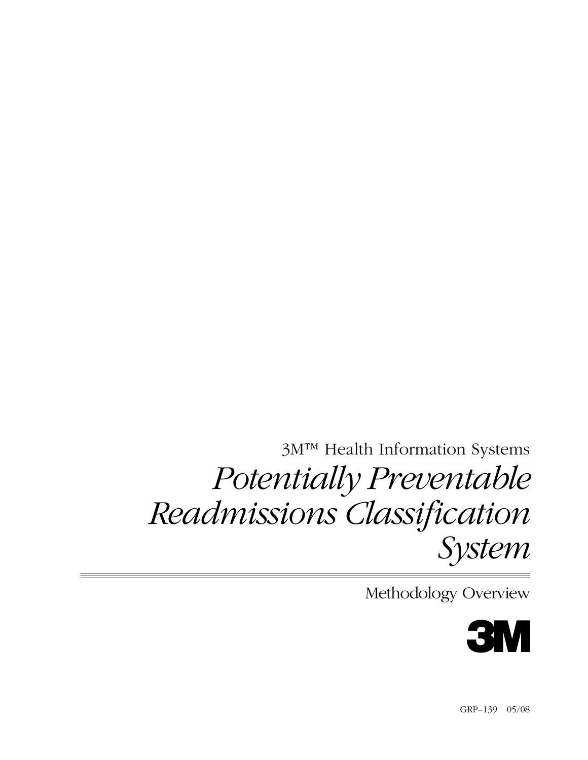3M™ Health Information Systems

# *Potentially Preventable Readmissions Classification System*

Methodology Overview

3M

GRP–139 05/08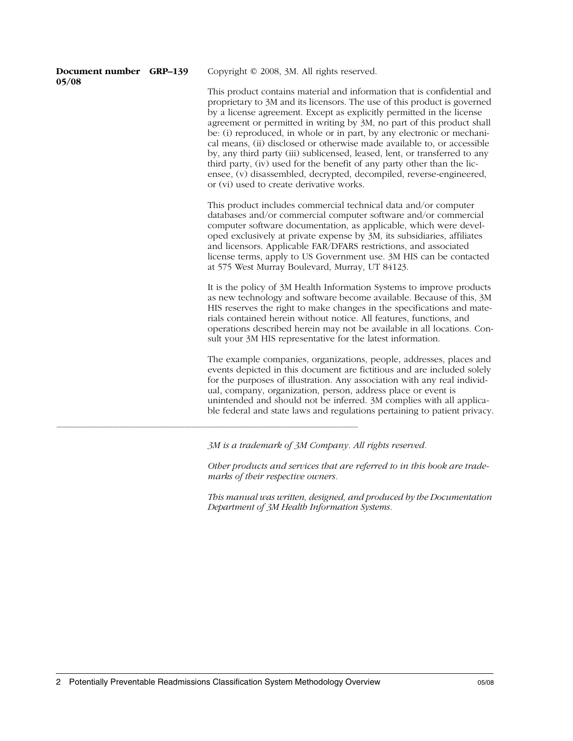**Document number GRP–139**
**05/08**

Copyright © 2008, 3M. All rights reserved.

This product contains material and information that is confidential and proprietary to 3M and its licensors. The use of this product is governed by a license agreement. Except as explicitly permitted in the license agreement or permitted in writing by 3M, no part of this product shall be: (i) reproduced, in whole or in part, by any electronic or mechanical means, (ii) disclosed or otherwise made available to, or accessible by, any third party (iii) sublicensed, leased, lent, or transferred to any third party, (iv) used for the benefit of any party other than the licensee, (v) disassembled, decrypted, decompiled, reverse-engineered, or (vi) used to create derivative works.

This product includes commercial technical data and/or computer databases and/or commercial computer software and/or commercial computer software documentation, as applicable, which were developed exclusively at private expense by 3M, its subsidiaries, affiliates and licensors. Applicable FAR/DFARS restrictions, and associated license terms, apply to US Government use. 3M HIS can be contacted at 575 West Murray Boulevard, Murray, UT 84123.

It is the policy of 3M Health Information Systems to improve products as new technology and software become available. Because of this, 3M HIS reserves the right to make changes in the specifications and materials contained herein without notice. All features, functions, and operations described herein may not be available in all locations. Consult your 3M HIS representative for the latest information.

The example companies, organizations, people, addresses, places and events depicted in this document are fictitious and are included solely for the purposes of illustration. Any association with any real individual, company, organization, person, address place or event is unintended and should not be inferred. 3M complies with all applicable federal and state laws and regulations pertaining to patient privacy.

---

*3M is a trademark of 3M Company. All rights reserved.*

*Other products and services that are referred to in this book are trademarks of their respective owners.*

*This manual was written, designed, and produced by the Documentation Department of 3M Health Information Systems.*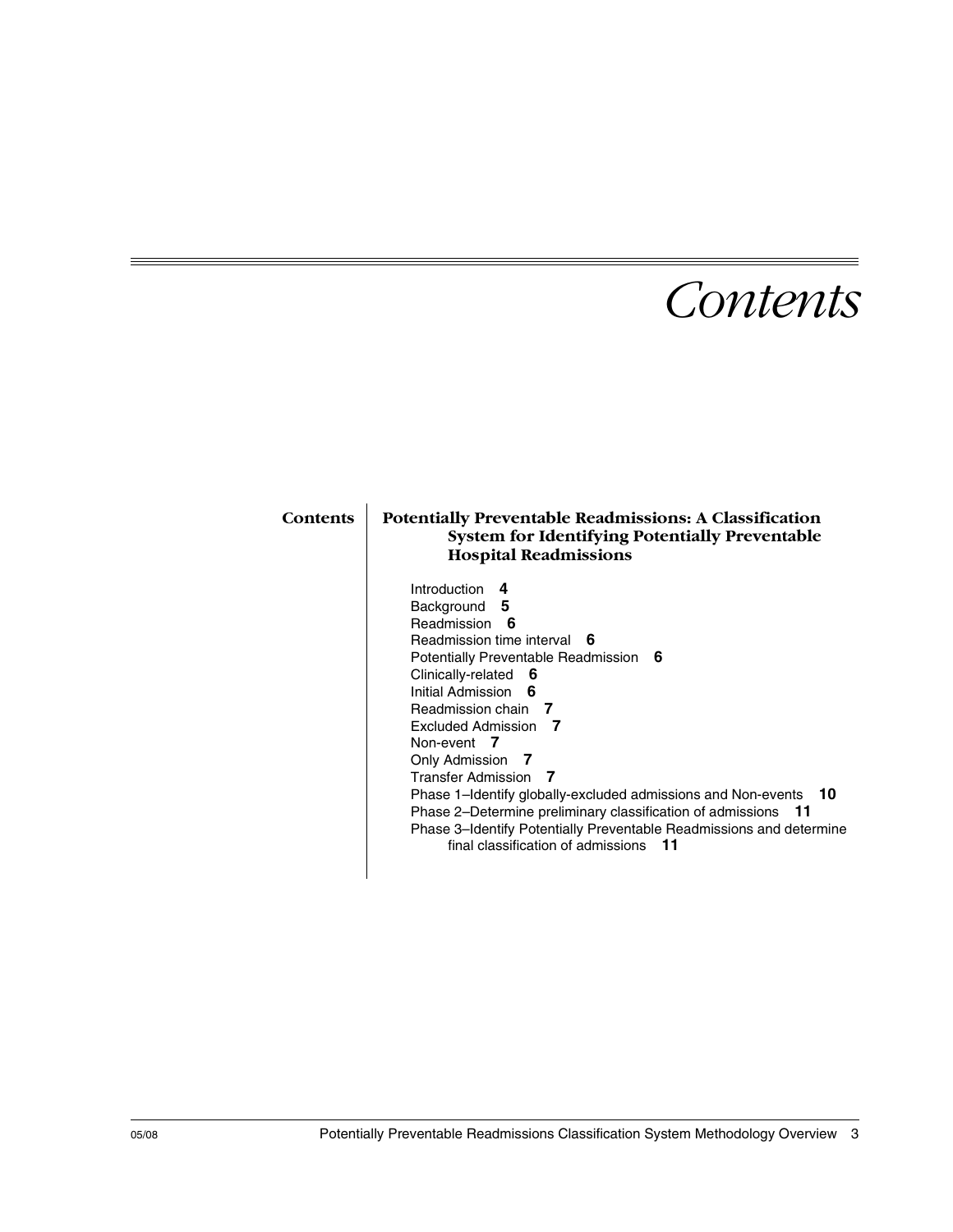# Contents

**Contents**

## Potentially Preventable Readmissions: A Classification System for Identifying Potentially Preventable Hospital Readmissions

- Introduction **4**
- Background **5**
- Readmission **6**
- Readmission time interval **6**
- Potentially Preventable Readmission **6**
- Clinically-related **6**
- Initial Admission **6**
- Readmission chain **7**
- Excluded Admission **7**
- Non-event **7**
- Only Admission **7**
- Transfer Admission **7**
- Phase 1–Identify globally-excluded admissions and Non-events **10**
- Phase 2–Determine preliminary classification of admissions **11**
- Phase 3–Identify Potentially Preventable Readmissions and determine final classification of admissions **11**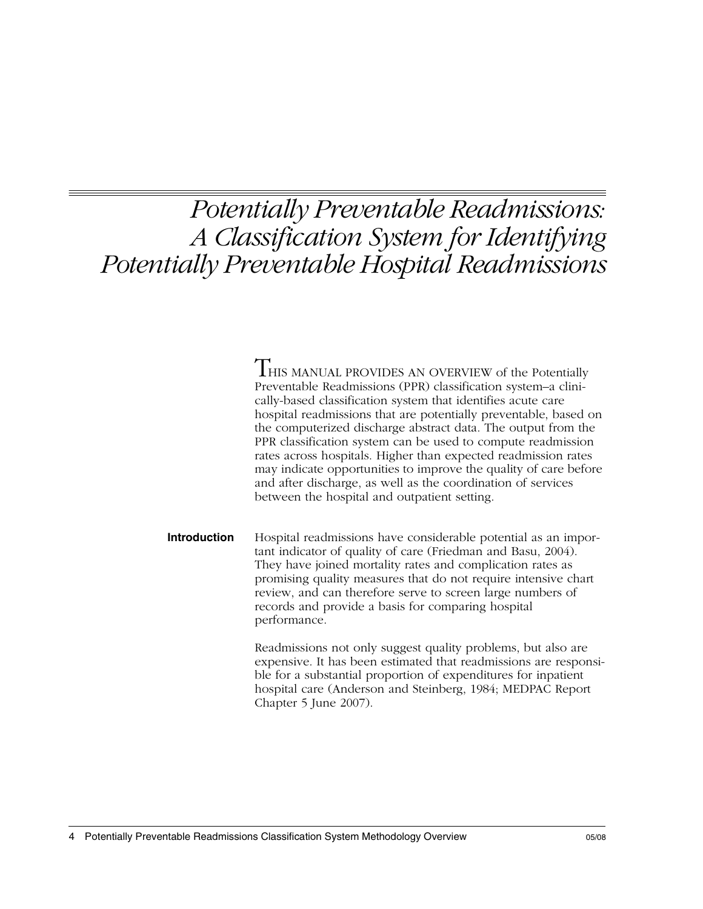# Potentially Preventable Readmissions: A Classification System for Identifying Potentially Preventable Hospital Readmissions

THIS MANUAL PROVIDES AN OVERVIEW of the Potentially Preventable Readmissions (PPR) classification system–a clinically-based classification system that identifies acute care hospital readmissions that are potentially preventable, based on the computerized discharge abstract data. The output from the PPR classification system can be used to compute readmission rates across hospitals. Higher than expected readmission rates may indicate opportunities to improve the quality of care before and after discharge, as well as the coordination of services between the hospital and outpatient setting.

## Introduction

Hospital readmissions have considerable potential as an important indicator of quality of care (Friedman and Basu, 2004). They have joined mortality rates and complication rates as promising quality measures that do not require intensive chart review, and can therefore serve to screen large numbers of records and provide a basis for comparing hospital performance.

Readmissions not only suggest quality problems, but also are expensive. It has been estimated that readmissions are responsible for a substantial proportion of expenditures for inpatient hospital care (Anderson and Steinberg, 1984; MEDPAC Report Chapter 5 June 2007).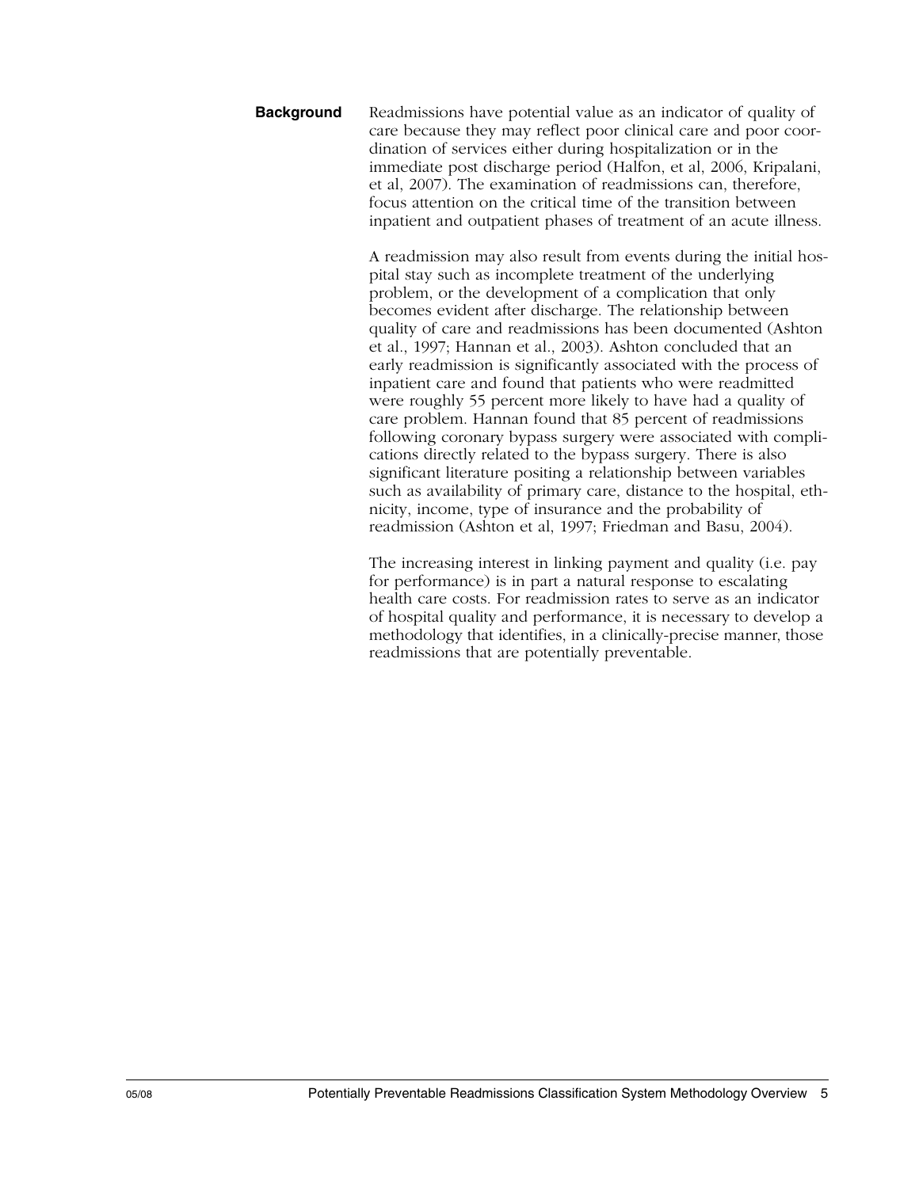## Background

Readmissions have potential value as an indicator of quality of care because they may reflect poor clinical care and poor coordination of services either during hospitalization or in the immediate post discharge period (Halfon, et al, 2006, Kripalani, et al, 2007). The examination of readmissions can, therefore, focus attention on the critical time of the transition between inpatient and outpatient phases of treatment of an acute illness.

A readmission may also result from events during the initial hospital stay such as incomplete treatment of the underlying problem, or the development of a complication that only becomes evident after discharge. The relationship between quality of care and readmissions has been documented (Ashton et al., 1997; Hannan et al., 2003). Ashton concluded that an early readmission is significantly associated with the process of inpatient care and found that patients who were readmitted were roughly 55 percent more likely to have had a quality of care problem. Hannan found that 85 percent of readmissions following coronary bypass surgery were associated with complications directly related to the bypass surgery. There is also significant literature positing a relationship between variables such as availability of primary care, distance to the hospital, ethnicity, income, type of insurance and the probability of readmission (Ashton et al, 1997; Friedman and Basu, 2004).

The increasing interest in linking payment and quality (i.e. pay for performance) is in part a natural response to escalating health care costs. For readmission rates to serve as an indicator of hospital quality and performance, it is necessary to develop a methodology that identifies, in a clinically-precise manner, those readmissions that are potentially preventable.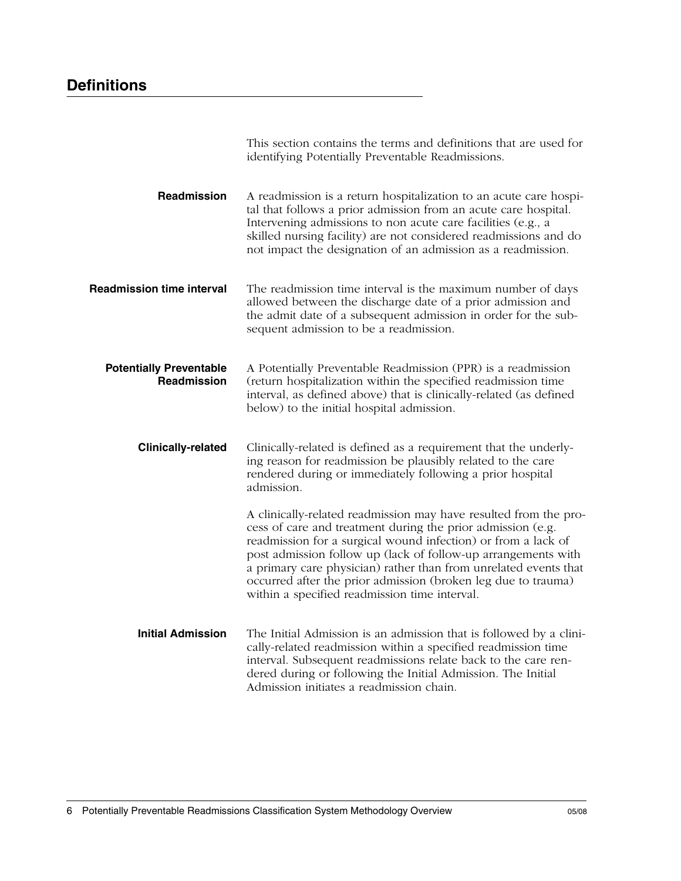## Definitions

This section contains the terms and definitions that are used for identifying Potentially Preventable Readmissions.

**Readmission**

A readmission is a return hospitalization to an acute care hospital that follows a prior admission from an acute care hospital. Intervening admissions to non acute care facilities (e.g., a skilled nursing facility) are not considered readmissions and do not impact the designation of an admission as a readmission.

**Readmission time interval**

The readmission time interval is the maximum number of days allowed between the discharge date of a prior admission and the admit date of a subsequent admission in order for the subsequent admission to be a readmission.

**Potentially Preventable Readmission**

A Potentially Preventable Readmission (PPR) is a readmission (return hospitalization within the specified readmission time interval, as defined above) that is clinically-related (as defined below) to the initial hospital admission.

**Clinically-related**

Clinically-related is defined as a requirement that the underlying reason for readmission be plausibly related to the care rendered during or immediately following a prior hospital admission.

A clinically-related readmission may have resulted from the process of care and treatment during the prior admission (e.g. readmission for a surgical wound infection) or from a lack of post admission follow up (lack of follow-up arrangements with a primary care physician) rather than from unrelated events that occurred after the prior admission (broken leg due to trauma) within a specified readmission time interval.

**Initial Admission**

The Initial Admission is an admission that is followed by a clinically-related readmission within a specified readmission time interval. Subsequent readmissions relate back to the care rendered during or following the Initial Admission. The Initial Admission initiates a readmission chain.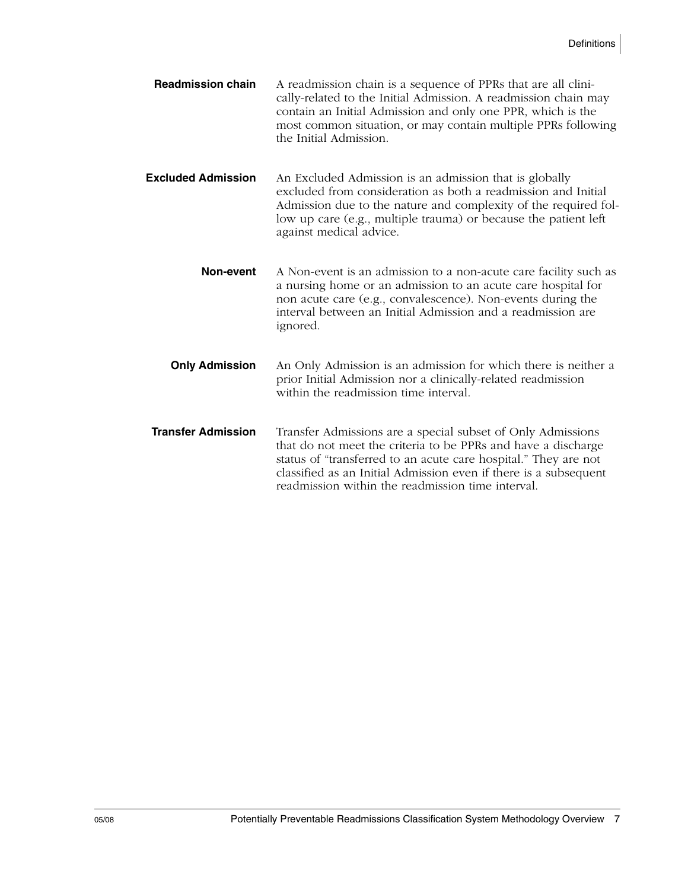**Readmission chain**

A readmission chain is a sequence of PPRs that are all clinically-related to the Initial Admission. A readmission chain may contain an Initial Admission and only one PPR, which is the most common situation, or may contain multiple PPRs following the Initial Admission.

**Excluded Admission**

An Excluded Admission is an admission that is globally excluded from consideration as both a readmission and Initial Admission due to the nature and complexity of the required follow up care (e.g., multiple trauma) or because the patient left against medical advice.

**Non-event**

A Non-event is an admission to a non-acute care facility such as a nursing home or an admission to an acute care hospital for non acute care (e.g., convalescence). Non-events during the interval between an Initial Admission and a readmission are ignored.

**Only Admission**

An Only Admission is an admission for which there is neither a prior Initial Admission nor a clinically-related readmission within the readmission time interval.

**Transfer Admission**

Transfer Admissions are a special subset of Only Admissions that do not meet the criteria to be PPRs and have a discharge status of "transferred to an acute care hospital." They are not classified as an Initial Admission even if there is a subsequent readmission within the readmission time interval.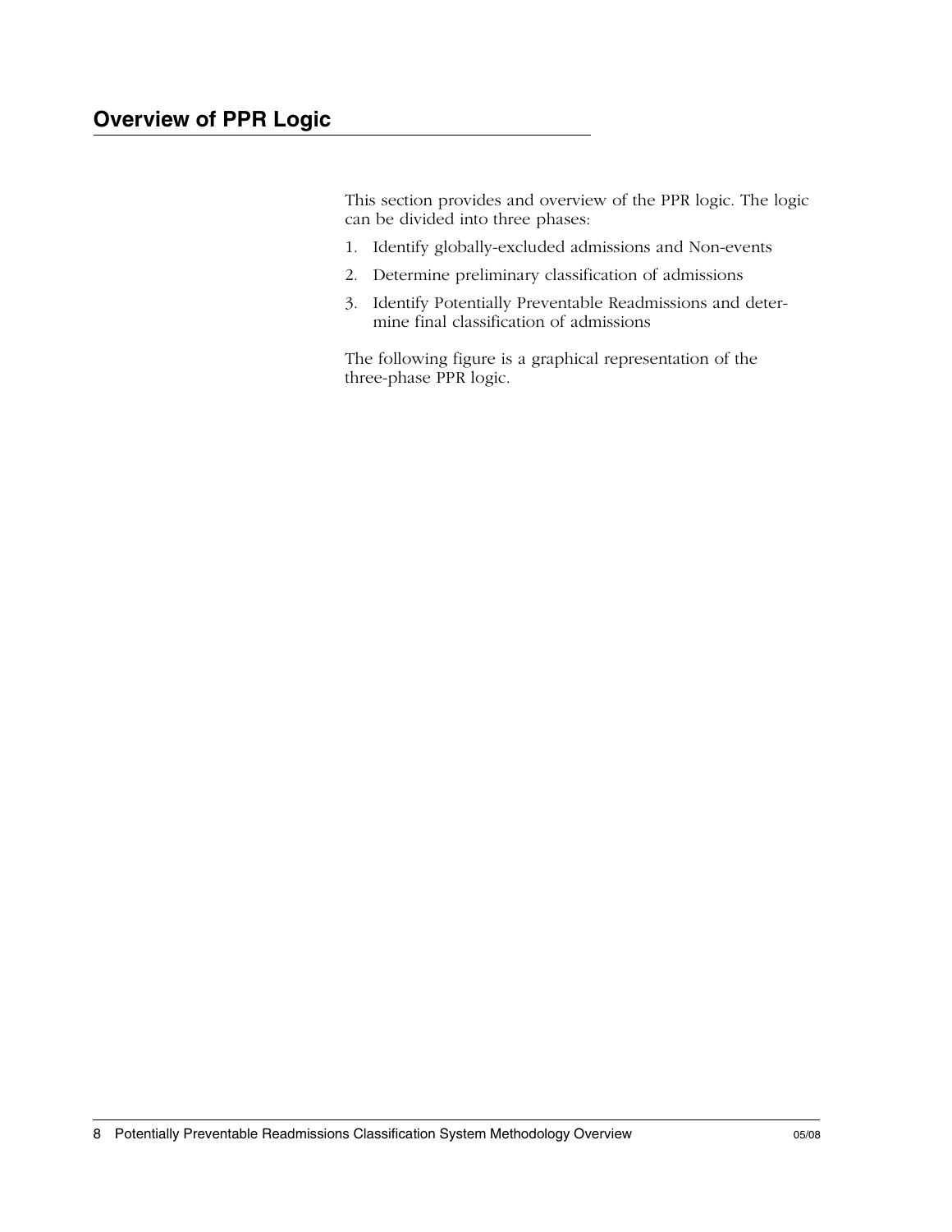## Overview of PPR Logic

This section provides and overview of the PPR logic. The logic can be divided into three phases:

1. Identify globally-excluded admissions and Non-events
2. Determine preliminary classification of admissions
3. Identify Potentially Preventable Readmissions and determine final classification of admissions

The following figure is a graphical representation of the three-phase PPR logic.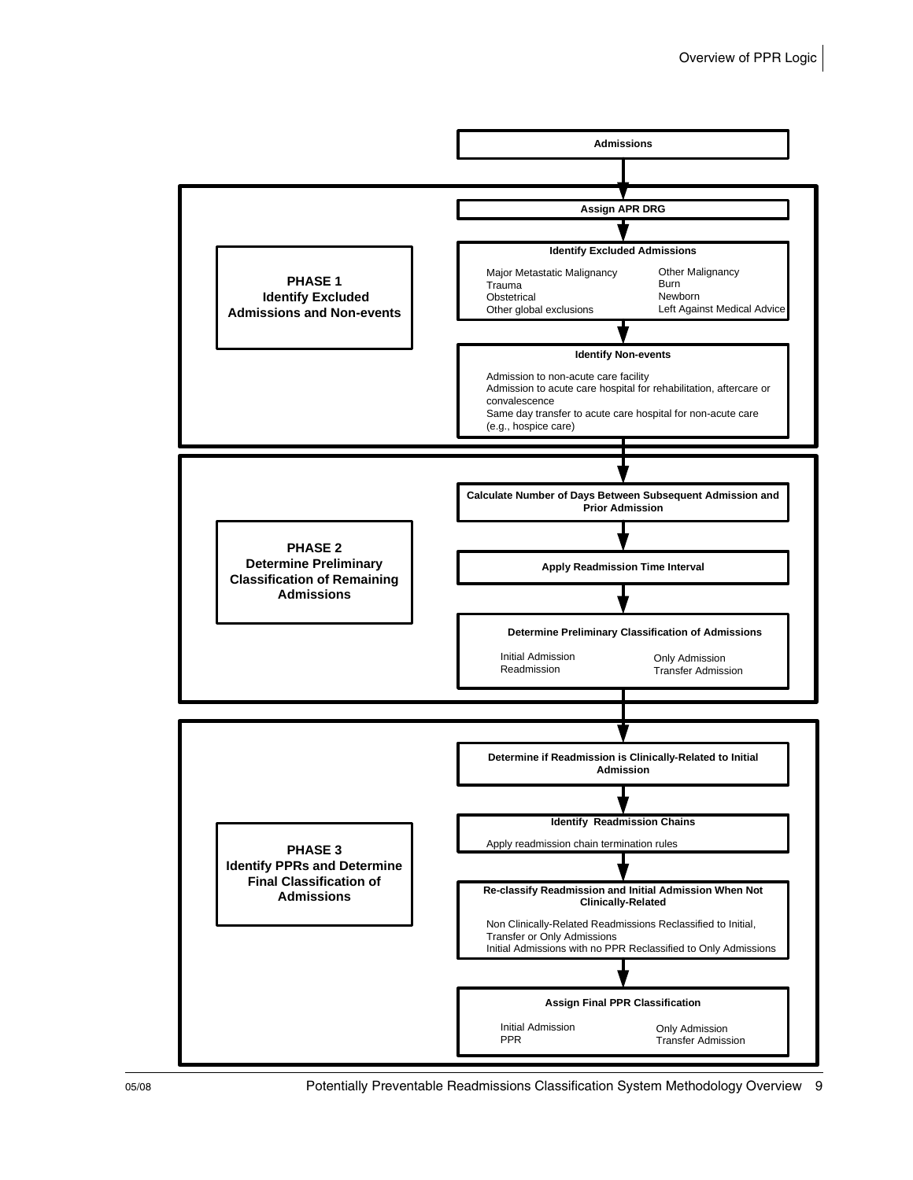**Admissions**

**PHASE 1**
**Identify Excluded Admissions and Non-events**

**Assign APR DRG**

**Identify Excluded Admissions**

- Major Metastatic Malignancy
- Trauma
- Obstetrical
- Other global exclusions
- Other Malignancy
- Burn
- Newborn
- Left Against Medical Advice

**Identify Non-events**

- Admission to non-acute care facility
- Admission to acute care hospital for rehabilitation, aftercare or convalescence
- Same day transfer to acute care hospital for non-acute care (e.g., hospice care)

**PHASE 2**
**Determine Preliminary Classification of Remaining Admissions**

**Calculate Number of Days Between Subsequent Admission and Prior Admission**

**Apply Readmission Time Interval**

**Determine Preliminary Classification of Admissions**

- Initial Admission
- Readmission
- Only Admission
- Transfer Admission

**PHASE 3**
**Identify PPRs and Determine Final Classification of Admissions**

**Determine if Readmission is Clinically-Related to Initial Admission**

**Identify Readmission Chains**

Apply readmission chain termination rules

**Re-classify Readmission and Initial Admission When Not Clinically-Related**

- Non Clinically-Related Readmissions Reclassified to Initial, Transfer or Only Admissions
- Initial Admissions with no PPR Reclassified to Only Admissions

**Assign Final PPR Classification**

- Initial Admission
- PPR
- Only Admission
- Transfer Admission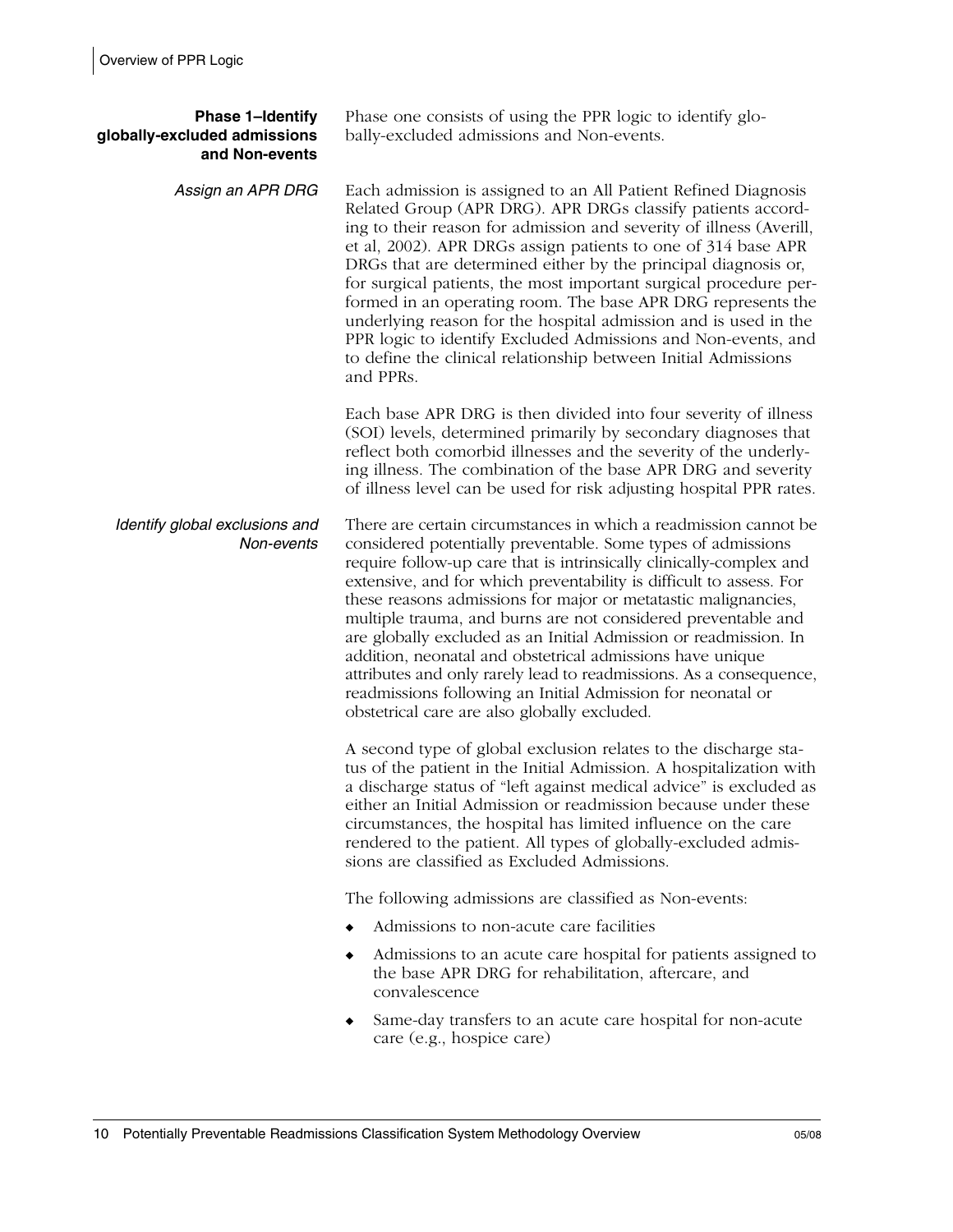## Phase 1–Identify globally-excluded admissions and Non-events

Phase one consists of using the PPR logic to identify globally-excluded admissions and Non-events.

### *Assign an APR DRG*

Each admission is assigned to an All Patient Refined Diagnosis Related Group (APR DRG). APR DRGs classify patients according to their reason for admission and severity of illness (Averill, et al, 2002). APR DRGs assign patients to one of 314 base APR DRGs that are determined either by the principal diagnosis or, for surgical patients, the most important surgical procedure performed in an operating room. The base APR DRG represents the underlying reason for the hospital admission and is used in the PPR logic to identify Excluded Admissions and Non-events, and to define the clinical relationship between Initial Admissions and PPRs.

Each base APR DRG is then divided into four severity of illness (SOI) levels, determined primarily by secondary diagnoses that reflect both comorbid illnesses and the severity of the underlying illness. The combination of the base APR DRG and severity of illness level can be used for risk adjusting hospital PPR rates.

### *Identify global exclusions and Non-events*

There are certain circumstances in which a readmission cannot be considered potentially preventable. Some types of admissions require follow-up care that is intrinsically clinically-complex and extensive, and for which preventability is difficult to assess. For these reasons admissions for major or metatastic malignancies, multiple trauma, and burns are not considered preventable and are globally excluded as an Initial Admission or readmission. In addition, neonatal and obstetrical admissions have unique attributes and only rarely lead to readmissions. As a consequence, readmissions following an Initial Admission for neonatal or obstetrical care are also globally excluded.

A second type of global exclusion relates to the discharge status of the patient in the Initial Admission. A hospitalization with a discharge status of "left against medical advice" is excluded as either an Initial Admission or readmission because under these circumstances, the hospital has limited influence on the care rendered to the patient. All types of globally-excluded admissions are classified as Excluded Admissions.

The following admissions are classified as Non-events:

- Admissions to non-acute care facilities
- Admissions to an acute care hospital for patients assigned to the base APR DRG for rehabilitation, aftercare, and convalescence
- Same-day transfers to an acute care hospital for non-acute care (e.g., hospice care)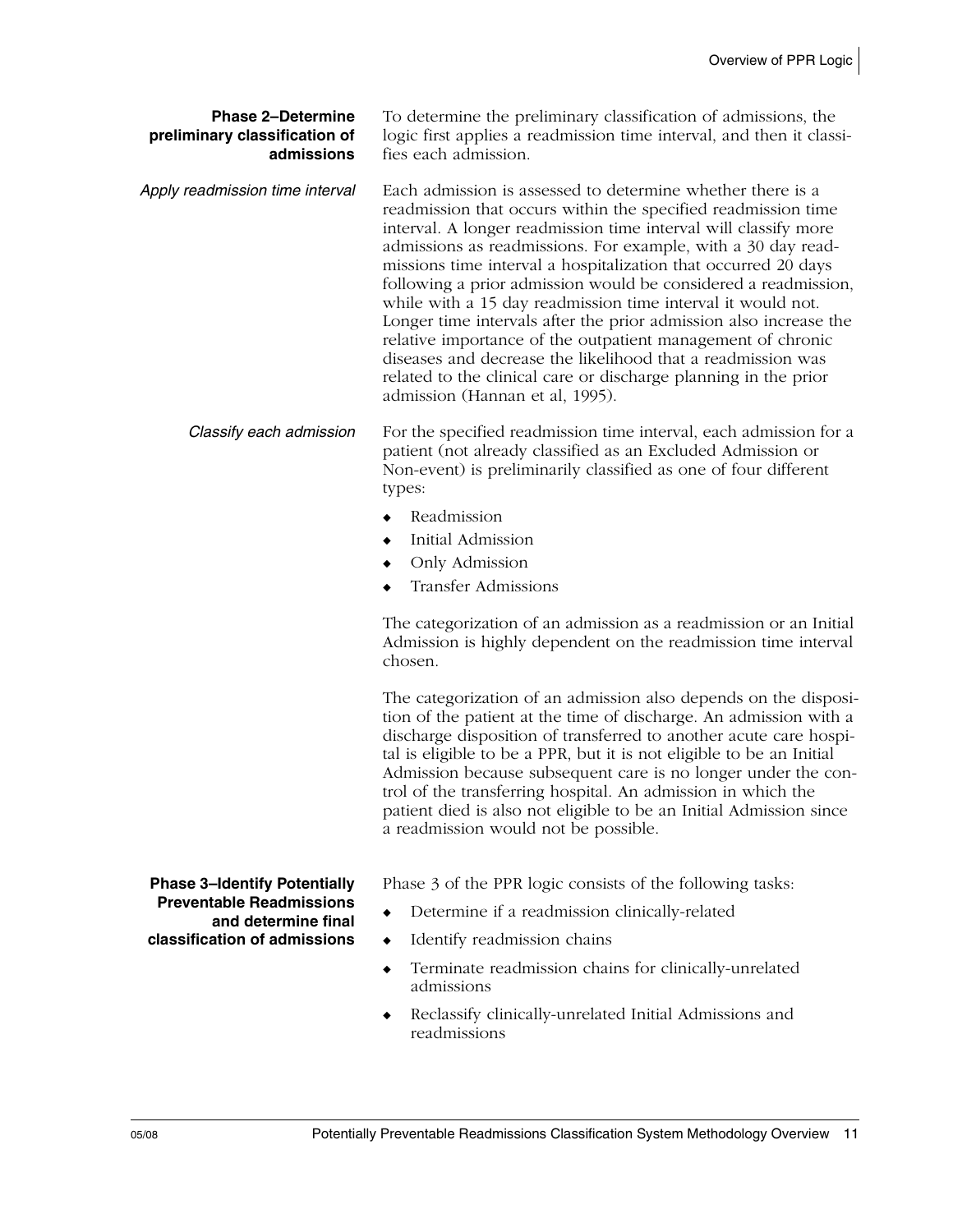### Phase 2–Determine preliminary classification of admissions

To determine the preliminary classification of admissions, the logic first applies a readmission time interval, and then it classifies each admission.

*Apply readmission time interval*

Each admission is assessed to determine whether there is a readmission that occurs within the specified readmission time interval. A longer readmission time interval will classify more admissions as readmissions. For example, with a 30 day readmissions time interval a hospitalization that occurred 20 days following a prior admission would be considered a readmission, while with a 15 day readmission time interval it would not. Longer time intervals after the prior admission also increase the relative importance of the outpatient management of chronic diseases and decrease the likelihood that a readmission was related to the clinical care or discharge planning in the prior admission (Hannan et al, 1995).

*Classify each admission*

For the specified readmission time interval, each admission for a patient (not already classified as an Excluded Admission or Non-event) is preliminarily classified as one of four different types:

- Readmission
- Initial Admission
- Only Admission
- Transfer Admissions

The categorization of an admission as a readmission or an Initial Admission is highly dependent on the readmission time interval chosen.

The categorization of an admission also depends on the disposition of the patient at the time of discharge. An admission with a discharge disposition of transferred to another acute care hospital is eligible to be a PPR, but it is not eligible to be an Initial Admission because subsequent care is no longer under the control of the transferring hospital. An admission in which the patient died is also not eligible to be an Initial Admission since a readmission would not be possible.

### Phase 3–Identify Potentially Preventable Readmissions and determine final classification of admissions

Phase 3 of the PPR logic consists of the following tasks:

- Determine if a readmission clinically-related
- Identify readmission chains
- Terminate readmission chains for clinically-unrelated admissions
- Reclassify clinically-unrelated Initial Admissions and readmissions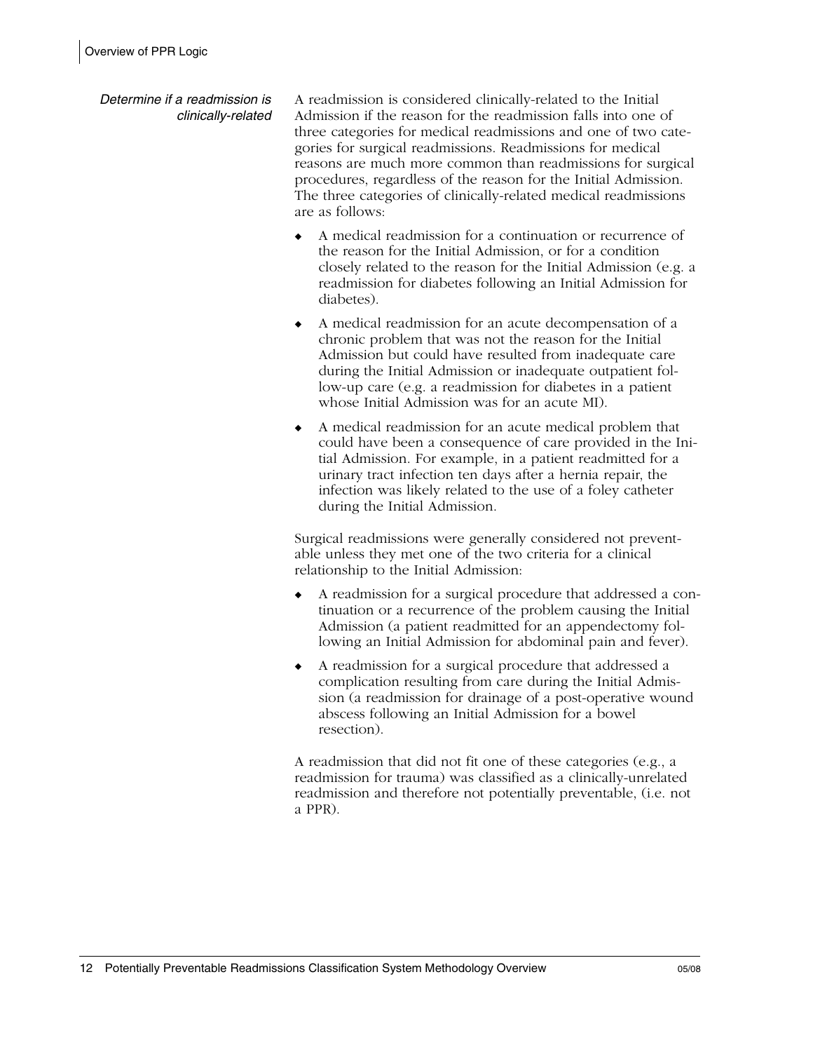### Determine if a readmission is clinically-related

A readmission is considered clinically-related to the Initial Admission if the reason for the readmission falls into one of three categories for medical readmissions and one of two categories for surgical readmissions. Readmissions for medical reasons are much more common than readmissions for surgical procedures, regardless of the reason for the Initial Admission. The three categories of clinically-related medical readmissions are as follows:

- A medical readmission for a continuation or recurrence of the reason for the Initial Admission, or for a condition closely related to the reason for the Initial Admission (e.g. a readmission for diabetes following an Initial Admission for diabetes).
- A medical readmission for an acute decompensation of a chronic problem that was not the reason for the Initial Admission but could have resulted from inadequate care during the Initial Admission or inadequate outpatient follow-up care (e.g. a readmission for diabetes in a patient whose Initial Admission was for an acute MI).
- A medical readmission for an acute medical problem that could have been a consequence of care provided in the Initial Admission. For example, in a patient readmitted for a urinary tract infection ten days after a hernia repair, the infection was likely related to the use of a foley catheter during the Initial Admission.

Surgical readmissions were generally considered not preventable unless they met one of the two criteria for a clinical relationship to the Initial Admission:

- A readmission for a surgical procedure that addressed a continuation or a recurrence of the problem causing the Initial Admission (a patient readmitted for an appendectomy following an Initial Admission for abdominal pain and fever).
- A readmission for a surgical procedure that addressed a complication resulting from care during the Initial Admission (a readmission for drainage of a post-operative wound abscess following an Initial Admission for a bowel resection).

A readmission that did not fit one of these categories (e.g., a readmission for trauma) was classified as a clinically-unrelated readmission and therefore not potentially preventable, (i.e. not a PPR).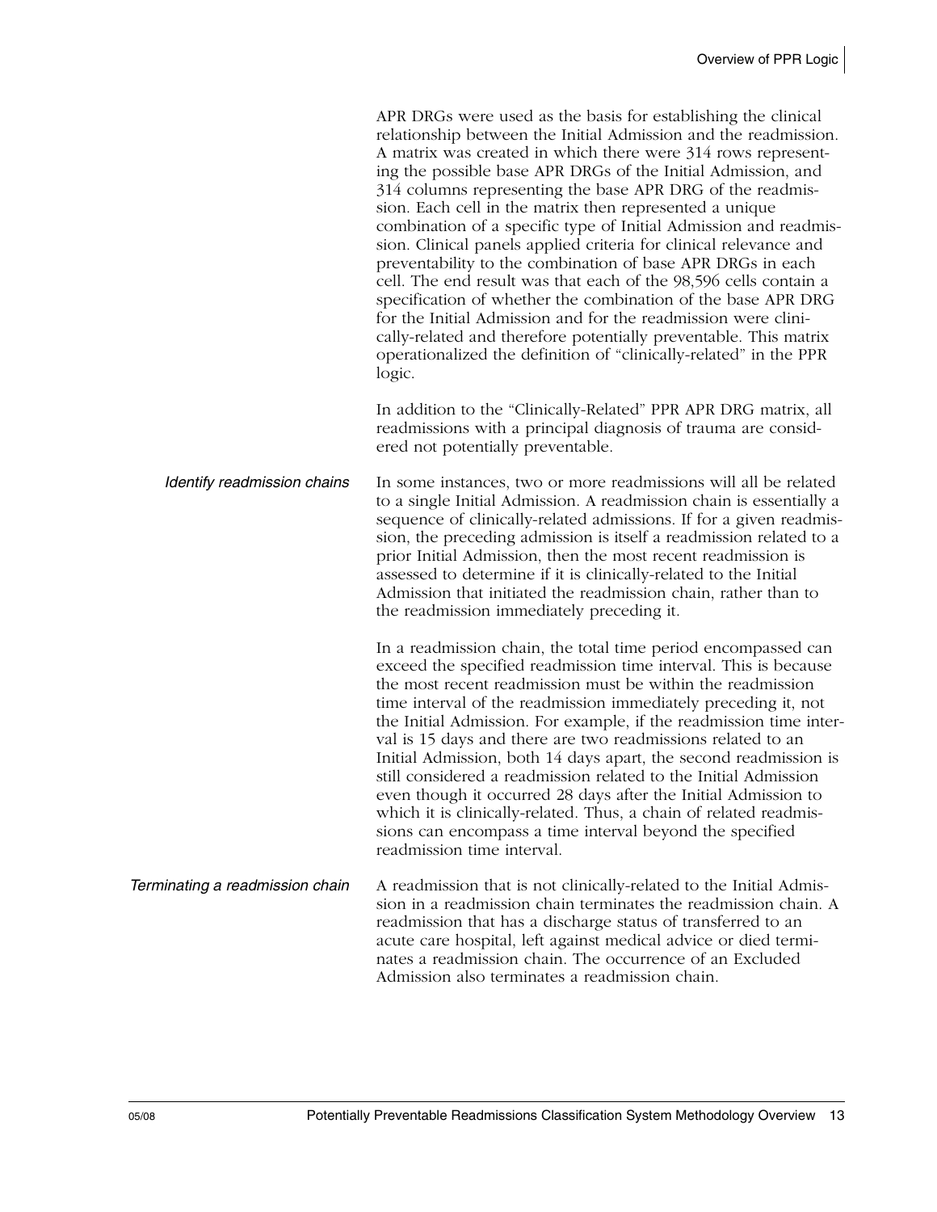APR DRGs were used as the basis for establishing the clinical relationship between the Initial Admission and the readmission. A matrix was created in which there were 314 rows representing the possible base APR DRGs of the Initial Admission, and 314 columns representing the base APR DRG of the readmission. Each cell in the matrix then represented a unique combination of a specific type of Initial Admission and readmission. Clinical panels applied criteria for clinical relevance and preventability to the combination of base APR DRGs in each cell. The end result was that each of the 98,596 cells contain a specification of whether the combination of the base APR DRG for the Initial Admission and for the readmission were clinically-related and therefore potentially preventable. This matrix operationalized the definition of "clinically-related" in the PPR logic.

In addition to the "Clinically-Related" PPR APR DRG matrix, all readmissions with a principal diagnosis of trauma are considered not potentially preventable.

### *Identify readmission chains*

In some instances, two or more readmissions will all be related to a single Initial Admission. A readmission chain is essentially a sequence of clinically-related admissions. If for a given readmission, the preceding admission is itself a readmission related to a prior Initial Admission, then the most recent readmission is assessed to determine if it is clinically-related to the Initial Admission that initiated the readmission chain, rather than to the readmission immediately preceding it.

In a readmission chain, the total time period encompassed can exceed the specified readmission time interval. This is because the most recent readmission must be within the readmission time interval of the readmission immediately preceding it, not the Initial Admission. For example, if the readmission time interval is 15 days and there are two readmissions related to an Initial Admission, both 14 days apart, the second readmission is still considered a readmission related to the Initial Admission even though it occurred 28 days after the Initial Admission to which it is clinically-related. Thus, a chain of related readmissions can encompass a time interval beyond the specified readmission time interval.

### *Terminating a readmission chain*

A readmission that is not clinically-related to the Initial Admission in a readmission chain terminates the readmission chain. A readmission that has a discharge status of transferred to an acute care hospital, left against medical advice or died terminates a readmission chain. The occurrence of an Excluded Admission also terminates a readmission chain.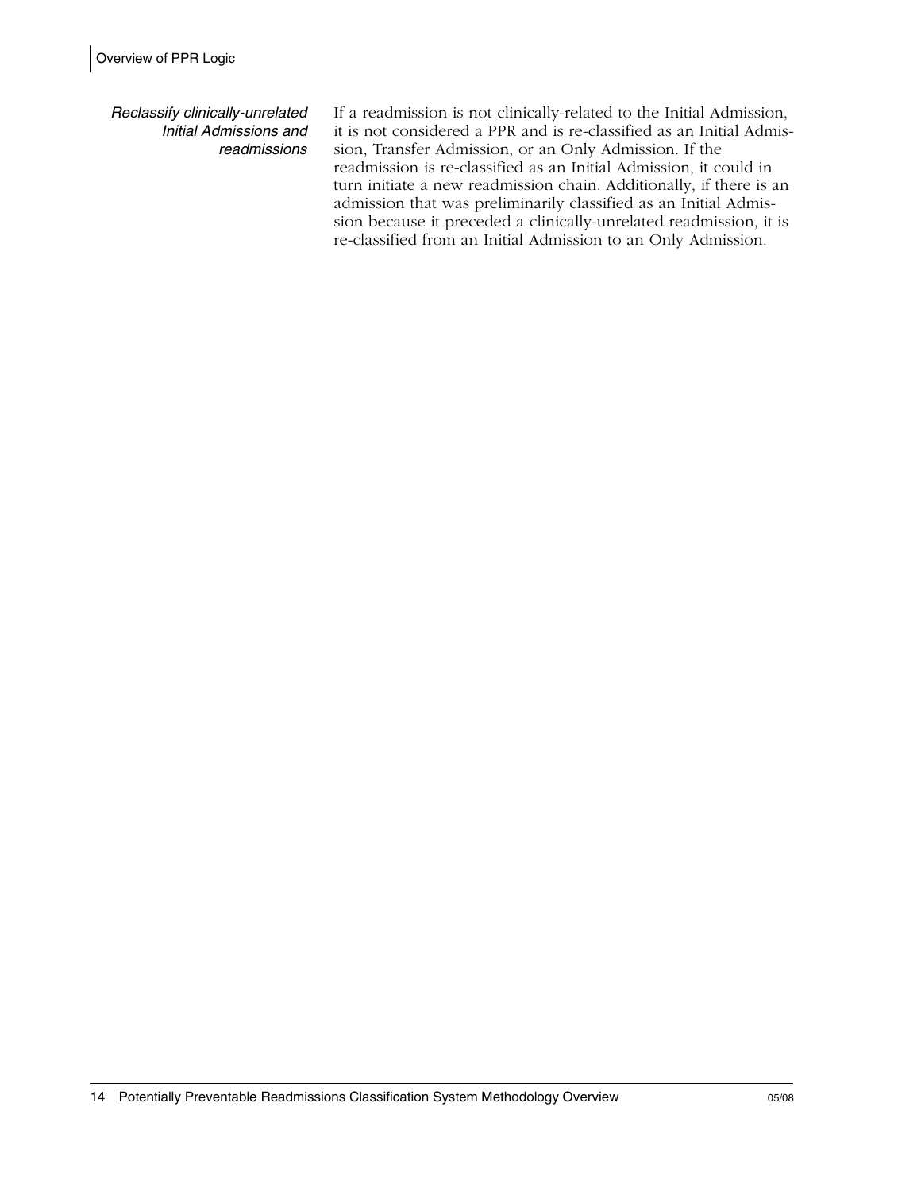*Reclassify clinically-unrelated Initial Admissions and readmissions*

If a readmission is not clinically-related to the Initial Admission, it is not considered a PPR and is re-classified as an Initial Admission, Transfer Admission, or an Only Admission. If the readmission is re-classified as an Initial Admission, it could in turn initiate a new readmission chain. Additionally, if there is an admission that was preliminarily classified as an Initial Admission because it preceded a clinically-unrelated readmission, it is re-classified from an Initial Admission to an Only Admission.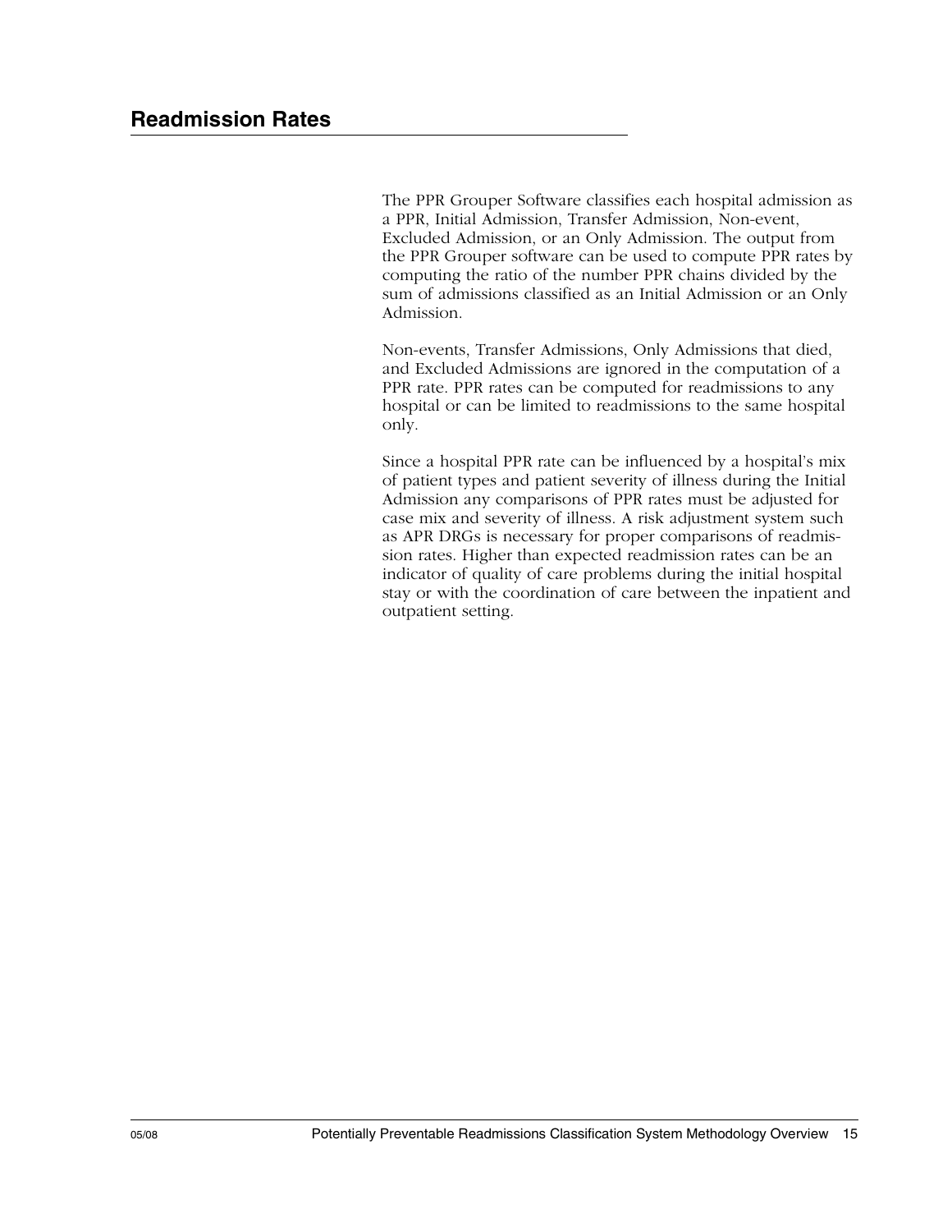## Readmission Rates

The PPR Grouper Software classifies each hospital admission as a PPR, Initial Admission, Transfer Admission, Non-event, Excluded Admission, or an Only Admission. The output from the PPR Grouper software can be used to compute PPR rates by computing the ratio of the number PPR chains divided by the sum of admissions classified as an Initial Admission or an Only Admission.

Non-events, Transfer Admissions, Only Admissions that died, and Excluded Admissions are ignored in the computation of a PPR rate. PPR rates can be computed for readmissions to any hospital or can be limited to readmissions to the same hospital only.

Since a hospital PPR rate can be influenced by a hospital's mix of patient types and patient severity of illness during the Initial Admission any comparisons of PPR rates must be adjusted for case mix and severity of illness. A risk adjustment system such as APR DRGs is necessary for proper comparisons of readmission rates. Higher than expected readmission rates can be an indicator of quality of care problems during the initial hospital stay or with the coordination of care between the inpatient and outpatient setting.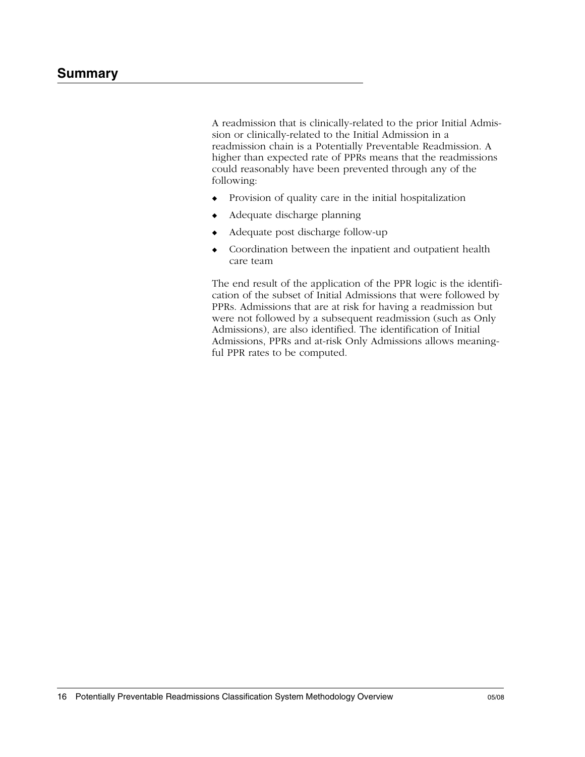## Summary

A readmission that is clinically-related to the prior Initial Admission or clinically-related to the Initial Admission in a readmission chain is a Potentially Preventable Readmission. A higher than expected rate of PPRs means that the readmissions could reasonably have been prevented through any of the following:

- Provision of quality care in the initial hospitalization
- Adequate discharge planning
- Adequate post discharge follow-up
- Coordination between the inpatient and outpatient health care team

The end result of the application of the PPR logic is the identification of the subset of Initial Admissions that were followed by PPRs. Admissions that are at risk for having a readmission but were not followed by a subsequent readmission (such as Only Admissions), are also identified. The identification of Initial Admissions, PPRs and at-risk Only Admissions allows meaningful PPR rates to be computed.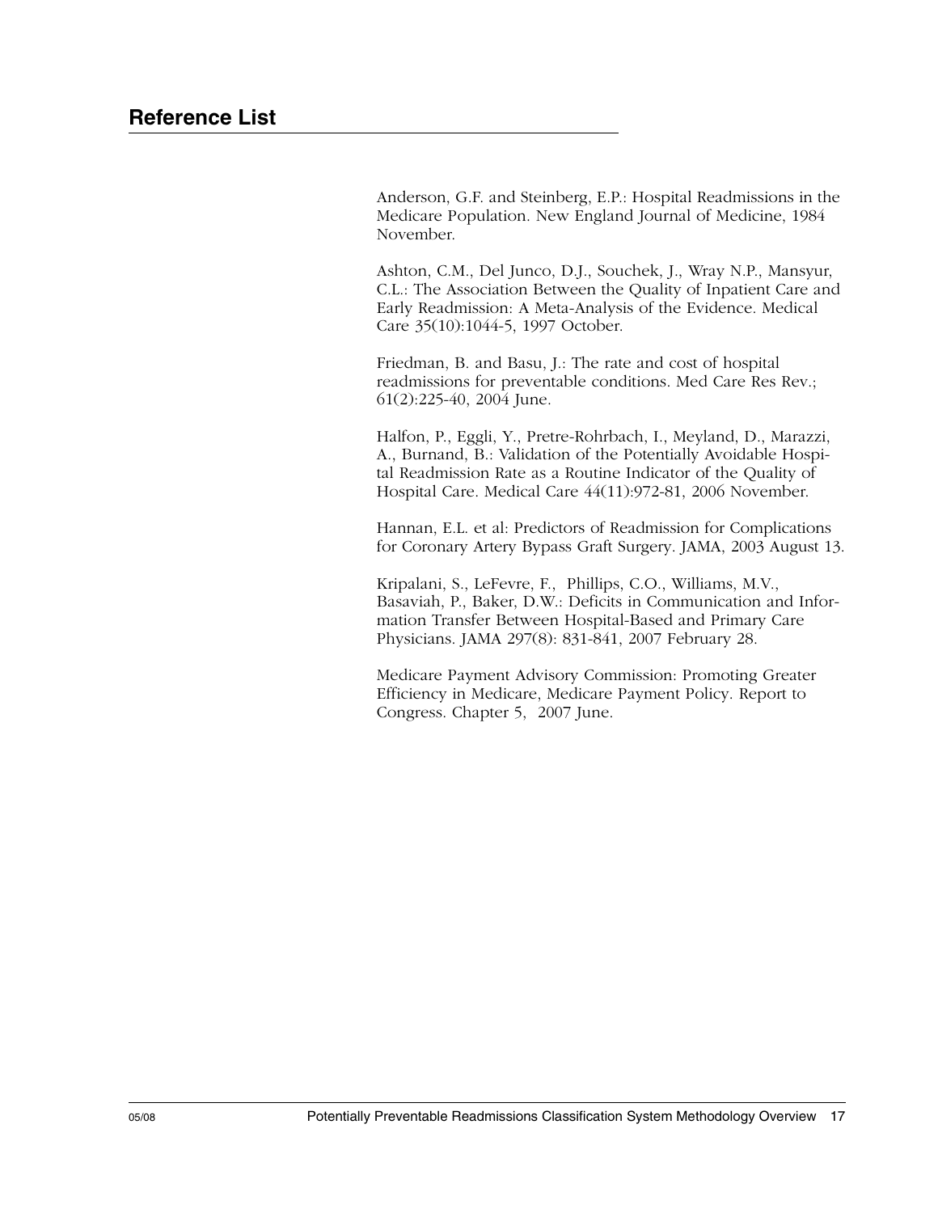## Reference List

Anderson, G.F. and Steinberg, E.P.: Hospital Readmissions in the Medicare Population. New England Journal of Medicine, 1984 November.

Ashton, C.M., Del Junco, D.J., Souchek, J., Wray N.P., Mansyur, C.L.: The Association Between the Quality of Inpatient Care and Early Readmission: A Meta-Analysis of the Evidence. Medical Care 35(10):1044-5, 1997 October.

Friedman, B. and Basu, J.: The rate and cost of hospital readmissions for preventable conditions. Med Care Res Rev.; 61(2):225-40, 2004 June.

Halfon, P., Eggli, Y., Pretre-Rohrbach, I., Meyland, D., Marazzi, A., Burnand, B.: Validation of the Potentially Avoidable Hospital Readmission Rate as a Routine Indicator of the Quality of Hospital Care. Medical Care 44(11):972-81, 2006 November.

Hannan, E.L. et al: Predictors of Readmission for Complications for Coronary Artery Bypass Graft Surgery. JAMA, 2003 August 13.

Kripalani, S., LeFevre, F., Phillips, C.O., Williams, M.V., Basaviah, P., Baker, D.W.: Deficits in Communication and Information Transfer Between Hospital-Based and Primary Care Physicians. JAMA 297(8): 831-841, 2007 February 28.

Medicare Payment Advisory Commission: Promoting Greater Efficiency in Medicare, Medicare Payment Policy. Report to Congress. Chapter 5, 2007 June.